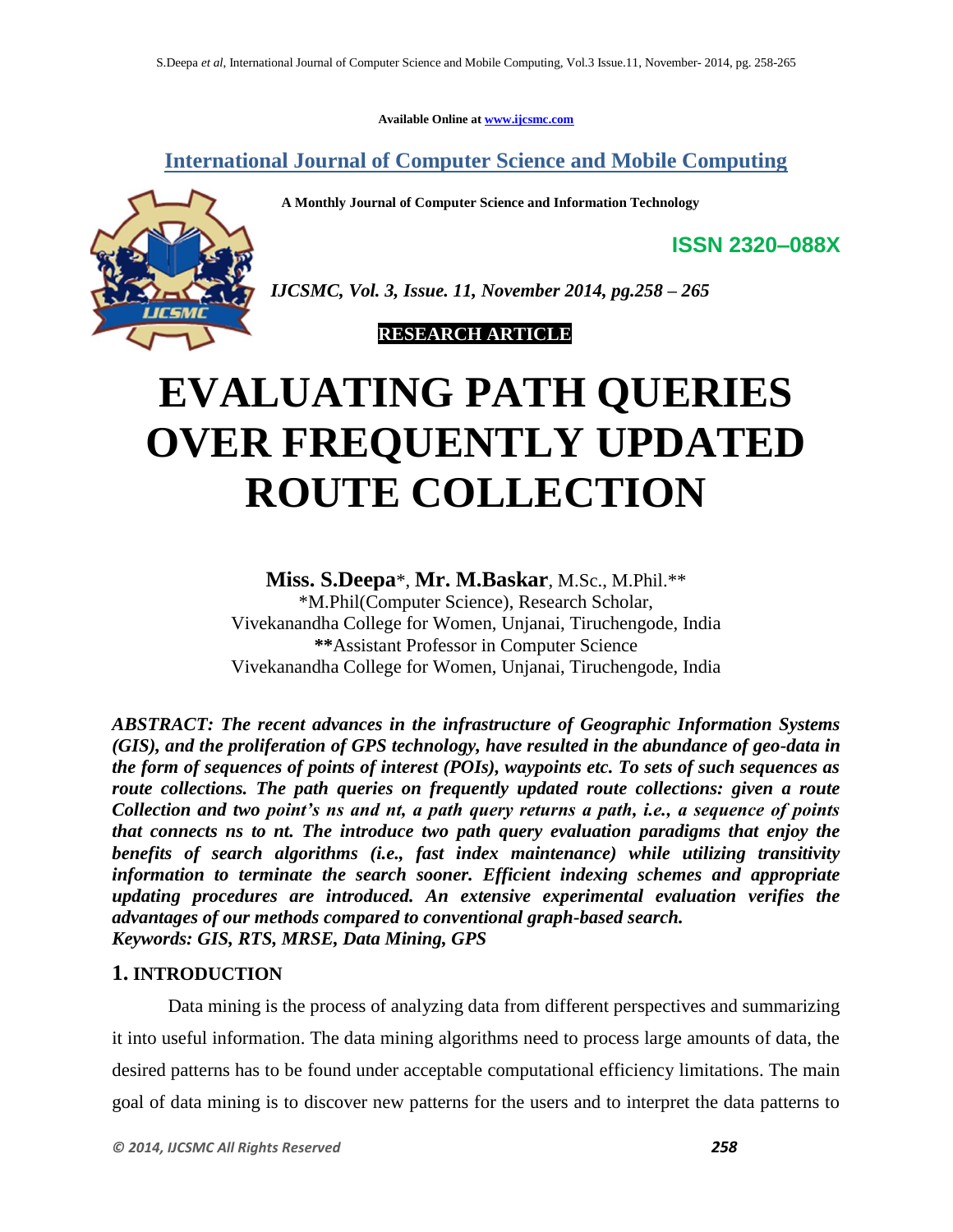Available Online at www.ijcsmc.com

## International Journal of Computer Science and Mobile Computing

**A Monthly Journal of Computer Science and Information Technology**

**ISSN 2320–088X**

*IJCSMC, Vol. 3, Issue. 11, November 2014, pg.258 – 265*

**RESEARCH ARTICLE**

# EVALUATING PATH QUERIES OVER FREQUENTLY UPDATED ROUTE COLLECTION

**Miss. S.Deepa***, **Mr. M.Baskar**, M.Sc., M.Phil.**

*M.Phil(Computer Science), Research Scholar,
Vivekanandha College for Women, Unjanai, Tiruchengode, India
**Assistant Professor in Computer Science
Vivekanandha College for Women, Unjanai, Tiruchengode, India

***ABSTRACT: The recent advances in the infrastructure of Geographic Information Systems (GIS), and the proliferation of GPS technology, have resulted in the abundance of geo-data in the form of sequences of points of interest (POIs), waypoints etc. To sets of such sequences as route collections. The path queries on frequently updated route collections: given a route Collection and two point's ns and nt, a path query returns a path, i.e., a sequence of points that connects ns to nt. The introduce two path query evaluation paradigms that enjoy the benefits of search algorithms (i.e., fast index maintenance) while utilizing transitivity information to terminate the search sooner. Efficient indexing schemes and appropriate updating procedures are introduced. An extensive experimental evaluation verifies the advantages of our methods compared to conventional graph-based search.***
***Keywords: GIS, RTS, MRSE, Data Mining, GPS***

## 1. INTRODUCTION

Data mining is the process of analyzing data from different perspectives and summarizing it into useful information. The data mining algorithms need to process large amounts of data, the desired patterns has to be found under acceptable computational efficiency limitations. The main goal of data mining is to discover new patterns for the users and to interpret the data patterns to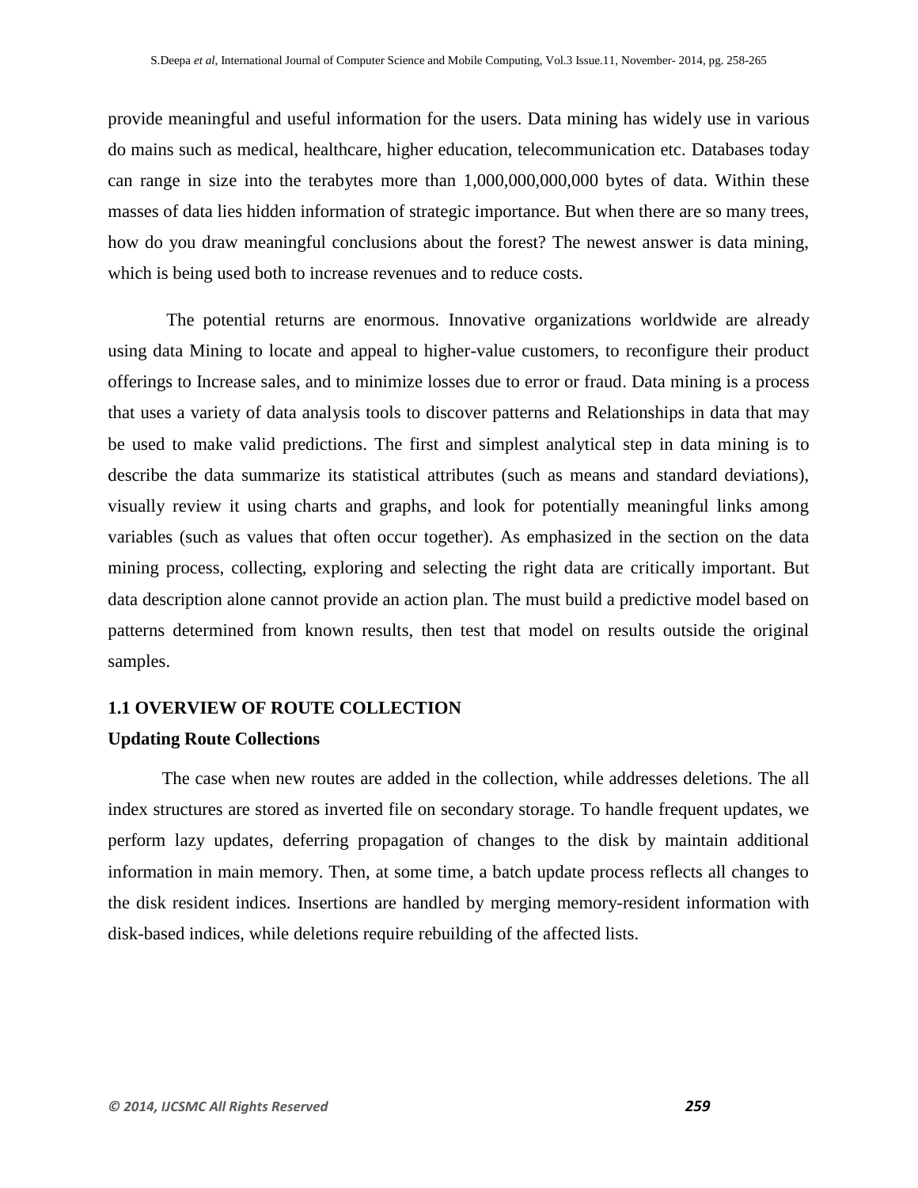provide meaningful and useful information for the users. Data mining has widely use in various do mains such as medical, healthcare, higher education, telecommunication etc. Databases today can range in size into the terabytes more than 1,000,000,000,000 bytes of data. Within these masses of data lies hidden information of strategic importance. But when there are so many trees, how do you draw meaningful conclusions about the forest? The newest answer is data mining, which is being used both to increase revenues and to reduce costs.

The potential returns are enormous. Innovative organizations worldwide are already using data Mining to locate and appeal to higher-value customers, to reconfigure their product offerings to Increase sales, and to minimize losses due to error or fraud. Data mining is a process that uses a variety of data analysis tools to discover patterns and Relationships in data that may be used to make valid predictions. The first and simplest analytical step in data mining is to describe the data summarize its statistical attributes (such as means and standard deviations), visually review it using charts and graphs, and look for potentially meaningful links among variables (such as values that often occur together). As emphasized in the section on the data mining process, collecting, exploring and selecting the right data are critically important. But data description alone cannot provide an action plan. The must build a predictive model based on patterns determined from known results, then test that model on results outside the original samples.

## 1.1 OVERVIEW OF ROUTE COLLECTION

### Updating Route Collections

The case when new routes are added in the collection, while addresses deletions. The all index structures are stored as inverted file on secondary storage. To handle frequent updates, we perform lazy updates, deferring propagation of changes to the disk by maintain additional information in main memory. Then, at some time, a batch update process reflects all changes to the disk resident indices. Insertions are handled by merging memory-resident information with disk-based indices, while deletions require rebuilding of the affected lists.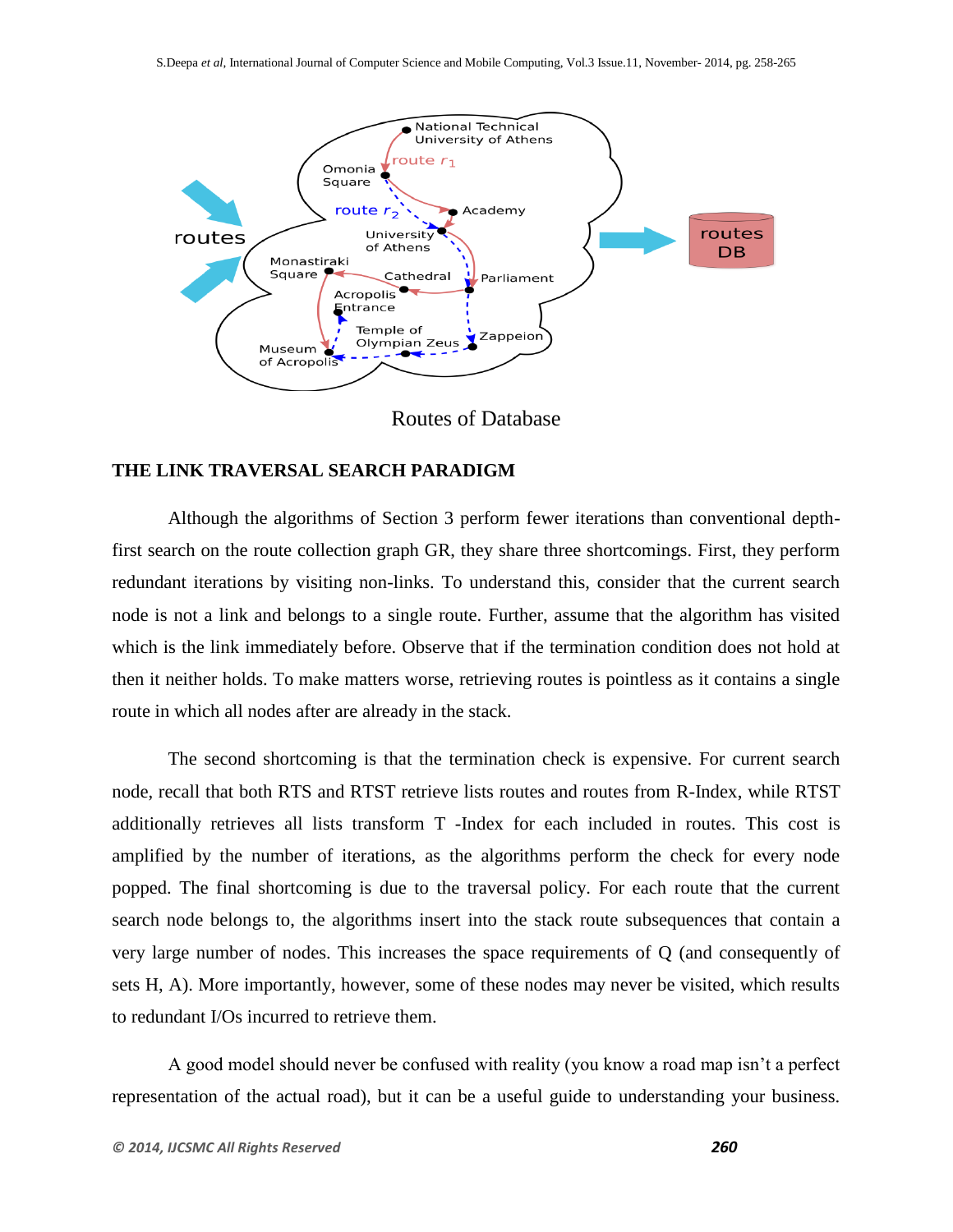Routes of Database

## THE LINK TRAVERSAL SEARCH PARADIGM

Although the algorithms of Section 3 perform fewer iterations than conventional depth-first search on the route collection graph GR, they share three shortcomings. First, they perform redundant iterations by visiting non-links. To understand this, consider that the current search node is not a link and belongs to a single route. Further, assume that the algorithm has visited which is the link immediately before. Observe that if the termination condition does not hold at then it neither holds. To make matters worse, retrieving routes is pointless as it contains a single route in which all nodes after are already in the stack.

The second shortcoming is that the termination check is expensive. For current search node, recall that both RTS and RTST retrieve lists routes and routes from R-Index, while RTST additionally retrieves all lists transform T -Index for each included in routes. This cost is amplified by the number of iterations, as the algorithms perform the check for every node popped. The final shortcoming is due to the traversal policy. For each route that the current search node belongs to, the algorithms insert into the stack route subsequences that contain a very large number of nodes. This increases the space requirements of Q (and consequently of sets H, A). More importantly, however, some of these nodes may never be visited, which results to redundant I/Os incurred to retrieve them.

A good model should never be confused with reality (you know a road map isn't a perfect representation of the actual road), but it can be a useful guide to understanding your business.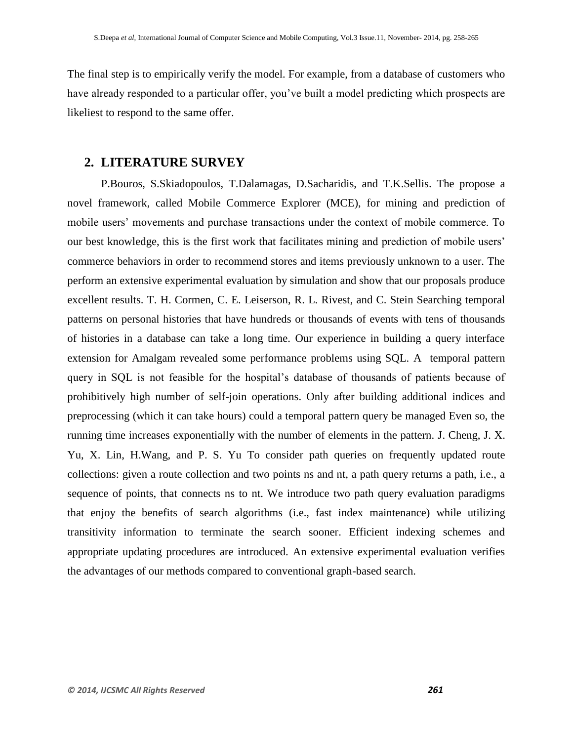The final step is to empirically verify the model. For example, from a database of customers who have already responded to a particular offer, you've built a model predicting which prospects are likeliest to respond to the same offer.

## 2. LITERATURE SURVEY

P.Bouros, S.Skiadopoulos, T.Dalamagas, D.Sacharidis, and T.K.Sellis. The propose a novel framework, called Mobile Commerce Explorer (MCE), for mining and prediction of mobile users' movements and purchase transactions under the context of mobile commerce. To our best knowledge, this is the first work that facilitates mining and prediction of mobile users' commerce behaviors in order to recommend stores and items previously unknown to a user. The perform an extensive experimental evaluation by simulation and show that our proposals produce excellent results. T. H. Cormen, C. E. Leiserson, R. L. Rivest, and C. Stein Searching temporal patterns on personal histories that have hundreds or thousands of events with tens of thousands of histories in a database can take a long time. Our experience in building a query interface extension for Amalgam revealed some performance problems using SQL. A temporal pattern query in SQL is not feasible for the hospital's database of thousands of patients because of prohibitively high number of self-join operations. Only after building additional indices and preprocessing (which it can take hours) could a temporal pattern query be managed Even so, the running time increases exponentially with the number of elements in the pattern. J. Cheng, J. X. Yu, X. Lin, H.Wang, and P. S. Yu To consider path queries on frequently updated route collections: given a route collection and two points ns and nt, a path query returns a path, i.e., a sequence of points, that connects ns to nt. We introduce two path query evaluation paradigms that enjoy the benefits of search algorithms (i.e., fast index maintenance) while utilizing transitivity information to terminate the search sooner. Efficient indexing schemes and appropriate updating procedures are introduced. An extensive experimental evaluation verifies the advantages of our methods compared to conventional graph-based search.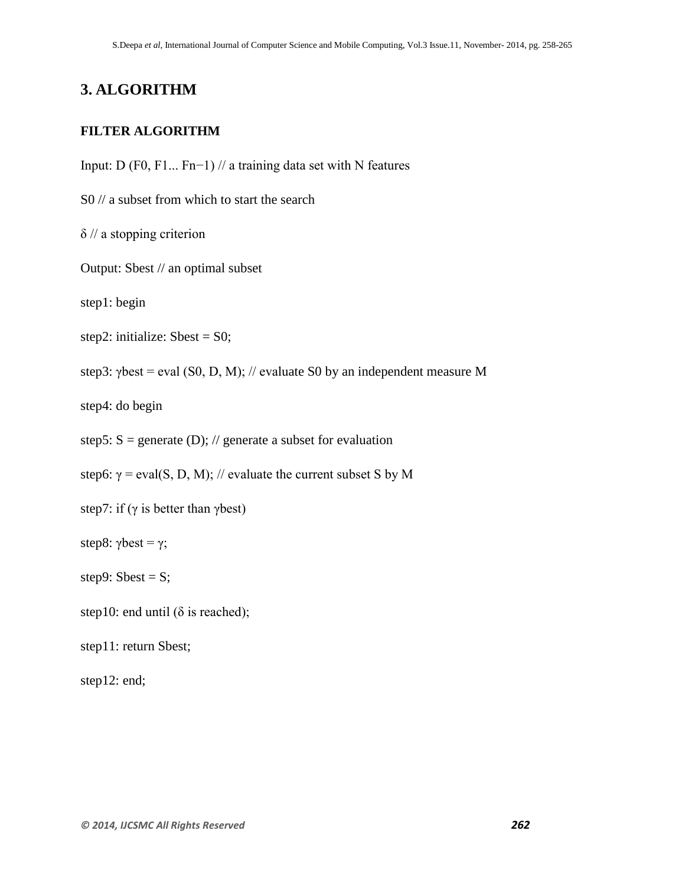## 3. ALGORITHM

### FILTER ALGORITHM

Input: D ($F_0$, $F_1$... $F_{n-1}$) // a training data set with N features

$S_0$ // a subset from which to start the search

δ // a stopping criterion

Output: Sbest // an optimal subset

step1: begin

step2: initialize: Sbest = $S_0$;

step3: γbest = eval ($S_0$, D, M); // evaluate $S_0$ by an independent measure M

step4: do begin

step5: S = generate (D); // generate a subset for evaluation

step6: γ = eval(S, D, M); // evaluate the current subset S by M

step7: if (γ is better than γbest)

step8: γbest = γ;

step9: Sbest = S;

step10: end until (δ is reached);

step11: return Sbest;

step12: end;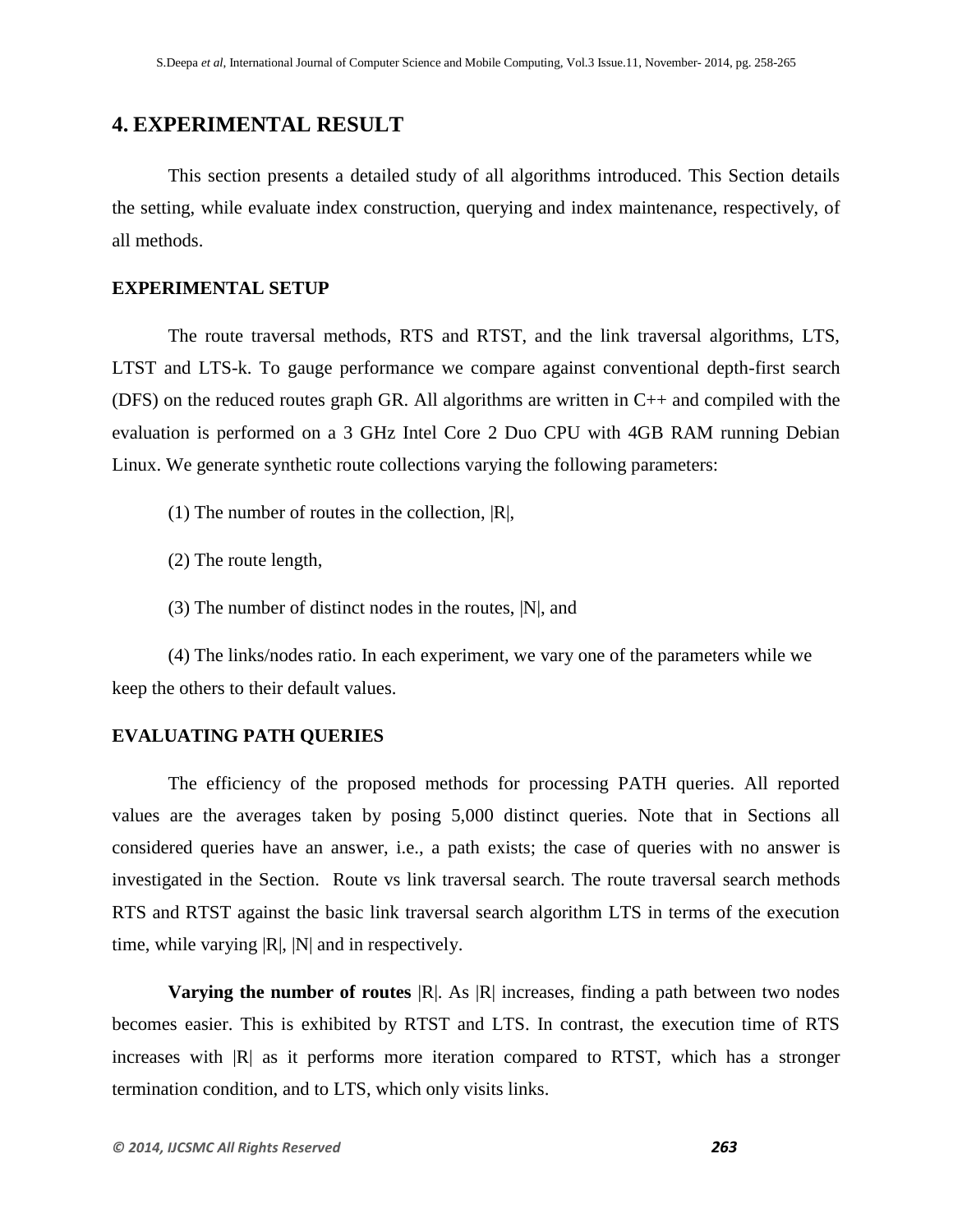## 4. EXPERIMENTAL RESULT

This section presents a detailed study of all algorithms introduced. This Section details the setting, while evaluate index construction, querying and index maintenance, respectively, of all methods.

### EXPERIMENTAL SETUP

The route traversal methods, RTS and RTST, and the link traversal algorithms, LTS, LTST and LTS-k. To gauge performance we compare against conventional depth-first search (DFS) on the reduced routes graph GR. All algorithms are written in C++ and compiled with the evaluation is performed on a 3 GHz Intel Core 2 Duo CPU with 4GB RAM running Debian Linux. We generate synthetic route collections varying the following parameters:

(1) The number of routes in the collection, |R|,

(2) The route length,

(3) The number of distinct nodes in the routes, |N|, and

(4) The links/nodes ratio. In each experiment, we vary one of the parameters while we keep the others to their default values.

### EVALUATING PATH QUERIES

The efficiency of the proposed methods for processing PATH queries. All reported values are the averages taken by posing 5,000 distinct queries. Note that in Sections all considered queries have an answer, i.e., a path exists; the case of queries with no answer is investigated in the Section. Route vs link traversal search. The route traversal search methods RTS and RTST against the basic link traversal search algorithm LTS in terms of the execution time, while varying |R|, |N| and in respectively.

**Varying the number of routes** |R|. As |R| increases, finding a path between two nodes becomes easier. This is exhibited by RTST and LTS. In contrast, the execution time of RTS increases with |R| as it performs more iteration compared to RTST, which has a stronger termination condition, and to LTS, which only visits links.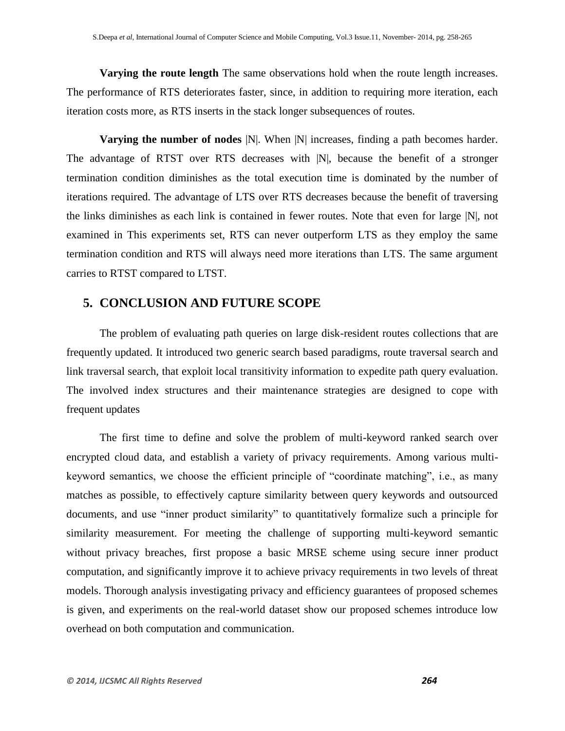**Varying the route length** The same observations hold when the route length increases. The performance of RTS deteriorates faster, since, in addition to requiring more iteration, each iteration costs more, as RTS inserts in the stack longer subsequences of routes.

**Varying the number of nodes** |N|. When |N| increases, finding a path becomes harder. The advantage of RTST over RTS decreases with |N|, because the benefit of a stronger termination condition diminishes as the total execution time is dominated by the number of iterations required. The advantage of LTS over RTS decreases because the benefit of traversing the links diminishes as each link is contained in fewer routes. Note that even for large |N|, not examined in This experiments set, RTS can never outperform LTS as they employ the same termination condition and RTS will always need more iterations than LTS. The same argument carries to RTST compared to LTST.

## 5. CONCLUSION AND FUTURE SCOPE

The problem of evaluating path queries on large disk-resident routes collections that are frequently updated. It introduced two generic search based paradigms, route traversal search and link traversal search, that exploit local transitivity information to expedite path query evaluation. The involved index structures and their maintenance strategies are designed to cope with frequent updates

The first time to define and solve the problem of multi-keyword ranked search over encrypted cloud data, and establish a variety of privacy requirements. Among various multi-keyword semantics, we choose the efficient principle of "coordinate matching", i.e., as many matches as possible, to effectively capture similarity between query keywords and outsourced documents, and use "inner product similarity" to quantitatively formalize such a principle for similarity measurement. For meeting the challenge of supporting multi-keyword semantic without privacy breaches, first propose a basic MRSE scheme using secure inner product computation, and significantly improve it to achieve privacy requirements in two levels of threat models. Thorough analysis investigating privacy and efficiency guarantees of proposed schemes is given, and experiments on the real-world dataset show our proposed schemes introduce low overhead on both computation and communication.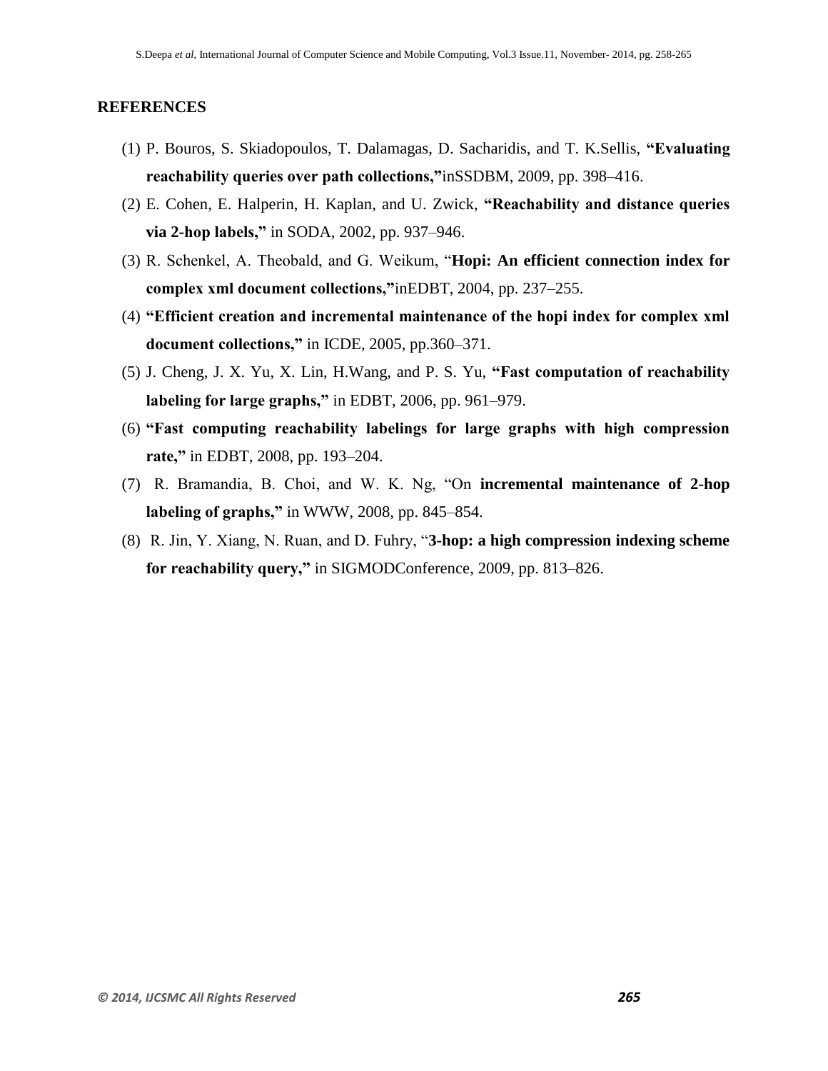**REFERENCES**

(1) P. Bouros, S. Skiadopoulos, T. Dalamagas, D. Sacharidis, and T. K.Sellis, **"Evaluating reachability queries over path collections,"**inSSDBM, 2009, pp. 398–416.

(2) E. Cohen, E. Halperin, H. Kaplan, and U. Zwick, **"Reachability and distance queries via 2-hop labels,"** in SODA, 2002, pp. 937–946.

(3) R. Schenkel, A. Theobald, and G. Weikum, "**Hopi: An efficient connection index for complex xml document collections,"**inEDBT, 2004, pp. 237–255.

(4) **"Efficient creation and incremental maintenance of the hopi index for complex xml document collections,"** in ICDE, 2005, pp.360–371.

(5) J. Cheng, J. X. Yu, X. Lin, H.Wang, and P. S. Yu, **"Fast computation of reachability labeling for large graphs,"** in EDBT, 2006, pp. 961–979.

(6) **"Fast computing reachability labelings for large graphs with high compression rate,"** in EDBT, 2008, pp. 193–204.

(7) R. Bramandia, B. Choi, and W. K. Ng, "On **incremental maintenance of 2-hop labeling of graphs,"** in WWW, 2008, pp. 845–854.

(8) R. Jin, Y. Xiang, N. Ruan, and D. Fuhry, "**3-hop: a high compression indexing scheme for reachability query,"** in SIGMODConference, 2009, pp. 813–826.